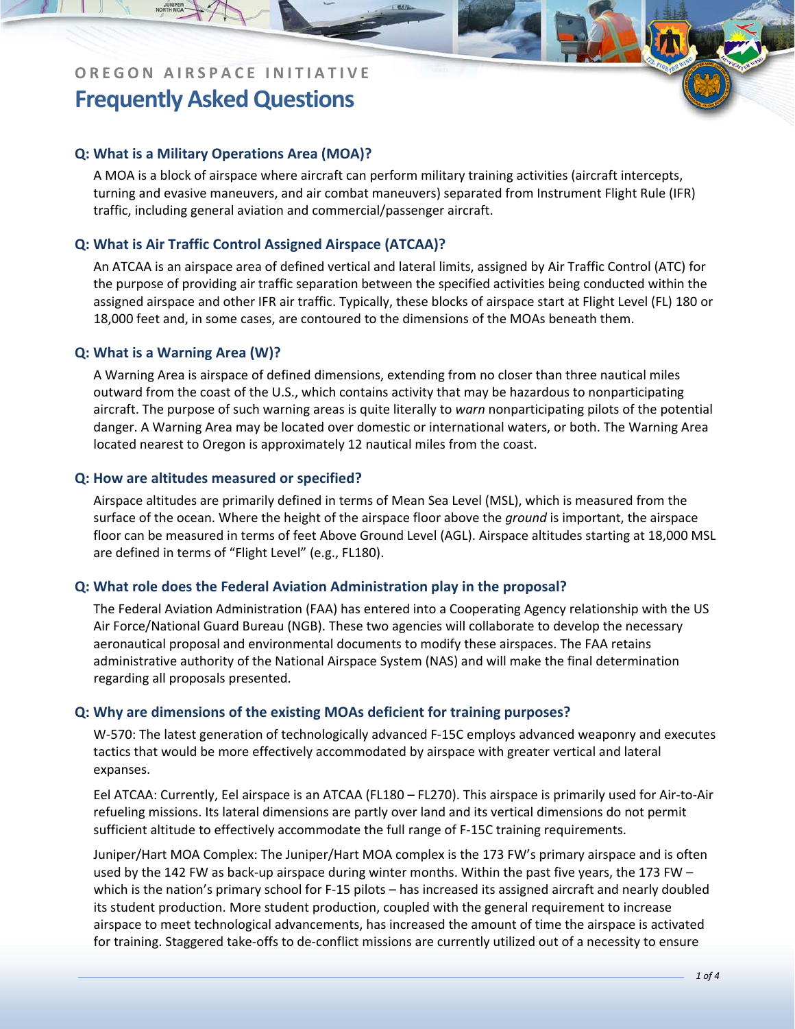OREGON AIRSPACE INITIATIVE

# Frequently Asked Questions

### Q: What is a Military Operations Area (MOA)?

A MOA is a block of airspace where aircraft can perform military training activities (aircraft intercepts, turning and evasive maneuvers, and air combat maneuvers) separated from Instrument Flight Rule (IFR) traffic, including general aviation and commercial/passenger aircraft.

### Q: What is Air Traffic Control Assigned Airspace (ATCAA)?

An ATCAA is an airspace area of defined vertical and lateral limits, assigned by Air Traffic Control (ATC) for the purpose of providing air traffic separation between the specified activities being conducted within the assigned airspace and other IFR air traffic. Typically, these blocks of airspace start at Flight Level (FL) 180 or 18,000 feet and, in some cases, are contoured to the dimensions of the MOAs beneath them.

### Q: What is a Warning Area (W)?

A Warning Area is airspace of defined dimensions, extending from no closer than three nautical miles outward from the coast of the U.S., which contains activity that may be hazardous to nonparticipating aircraft. The purpose of such warning areas is quite literally to *warn* nonparticipating pilots of the potential danger. A Warning Area may be located over domestic or international waters, or both. The Warning Area located nearest to Oregon is approximately 12 nautical miles from the coast.

### Q: How are altitudes measured or specified?

Airspace altitudes are primarily defined in terms of Mean Sea Level (MSL), which is measured from the surface of the ocean. Where the height of the airspace floor above the *ground* is important, the airspace floor can be measured in terms of feet Above Ground Level (AGL). Airspace altitudes starting at 18,000 MSL are defined in terms of "Flight Level" (e.g., FL180).

### Q: What role does the Federal Aviation Administration play in the proposal?

The Federal Aviation Administration (FAA) has entered into a Cooperating Agency relationship with the US Air Force/National Guard Bureau (NGB). These two agencies will collaborate to develop the necessary aeronautical proposal and environmental documents to modify these airspaces. The FAA retains administrative authority of the National Airspace System (NAS) and will make the final determination regarding all proposals presented.

### Q: Why are dimensions of the existing MOAs deficient for training purposes?

W-570: The latest generation of technologically advanced F-15C employs advanced weaponry and executes tactics that would be more effectively accommodated by airspace with greater vertical and lateral expanses.

Eel ATCAA: Currently, Eel airspace is an ATCAA (FL180 – FL270). This airspace is primarily used for Air-to-Air refueling missions. Its lateral dimensions are partly over land and its vertical dimensions do not permit sufficient altitude to effectively accommodate the full range of F-15C training requirements.

Juniper/Hart MOA Complex: The Juniper/Hart MOA complex is the 173 FW's primary airspace and is often used by the 142 FW as back-up airspace during winter months. Within the past five years, the 173 FW – which is the nation's primary school for F-15 pilots – has increased its assigned aircraft and nearly doubled its student production. More student production, coupled with the general requirement to increase airspace to meet technological advancements, has increased the amount of time the airspace is activated for training. Staggered take-offs to de-conflict missions are currently utilized out of a necessity to ensure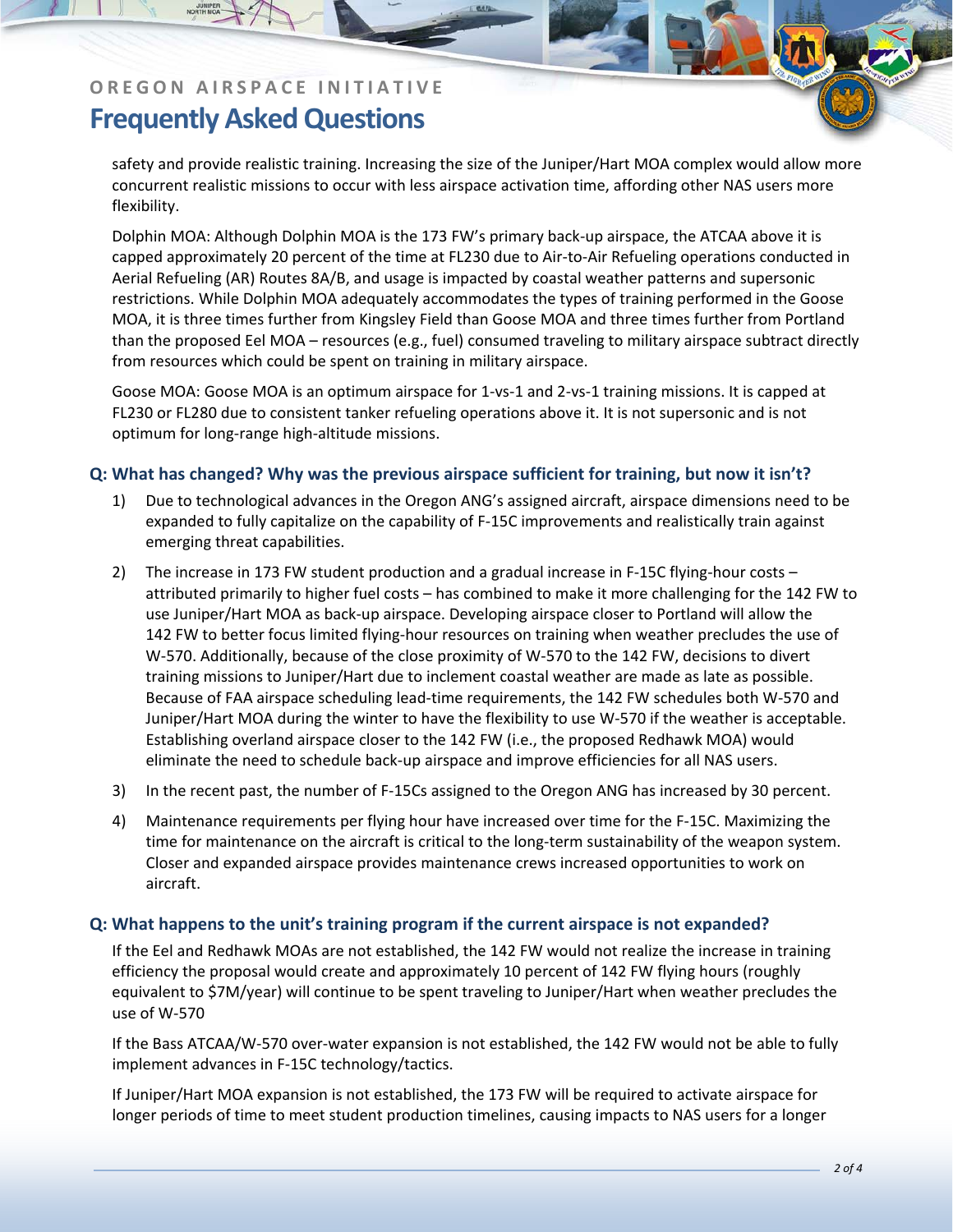safety and provide realistic training. Increasing the size of the Juniper/Hart MOA complex would allow more concurrent realistic missions to occur with less airspace activation time, affording other NAS users more flexibility.

Dolphin MOA: Although Dolphin MOA is the 173 FW's primary back-up airspace, the ATCAA above it is capped approximately 20 percent of the time at FL230 due to Air-to-Air Refueling operations conducted in Aerial Refueling (AR) Routes 8A/B, and usage is impacted by coastal weather patterns and supersonic restrictions. While Dolphin MOA adequately accommodates the types of training performed in the Goose MOA, it is three times further from Kingsley Field than Goose MOA and three times further from Portland than the proposed Eel MOA – resources (e.g., fuel) consumed traveling to military airspace subtract directly from resources which could be spent on training in military airspace.

Goose MOA: Goose MOA is an optimum airspace for 1-vs-1 and 2-vs-1 training missions. It is capped at FL230 or FL280 due to consistent tanker refueling operations above it. It is not supersonic and is not optimum for long-range high-altitude missions.

### Q: What has changed? Why was the previous airspace sufficient for training, but now it isn't?

1) Due to technological advances in the Oregon ANG's assigned aircraft, airspace dimensions need to be expanded to fully capitalize on the capability of F-15C improvements and realistically train against emerging threat capabilities.
2) The increase in 173 FW student production and a gradual increase in F-15C flying-hour costs – attributed primarily to higher fuel costs – has combined to make it more challenging for the 142 FW to use Juniper/Hart MOA as back-up airspace. Developing airspace closer to Portland will allow the 142 FW to better focus limited flying-hour resources on training when weather precludes the use of W-570. Additionally, because of the close proximity of W-570 to the 142 FW, decisions to divert training missions to Juniper/Hart due to inclement coastal weather are made as late as possible. Because of FAA airspace scheduling lead-time requirements, the 142 FW schedules both W-570 and Juniper/Hart MOA during the winter to have the flexibility to use W-570 if the weather is acceptable. Establishing overland airspace closer to the 142 FW (i.e., the proposed Redhawk MOA) would eliminate the need to schedule back-up airspace and improve efficiencies for all NAS users.
3) In the recent past, the number of F-15Cs assigned to the Oregon ANG has increased by 30 percent.
4) Maintenance requirements per flying hour have increased over time for the F-15C. Maximizing the time for maintenance on the aircraft is critical to the long-term sustainability of the weapon system. Closer and expanded airspace provides maintenance crews increased opportunities to work on aircraft.

### Q: What happens to the unit's training program if the current airspace is not expanded?

If the Eel and Redhawk MOAs are not established, the 142 FW would not realize the increase in training efficiency the proposal would create and approximately 10 percent of 142 FW flying hours (roughly equivalent to $7M/year) will continue to be spent traveling to Juniper/Hart when weather precludes the use of W-570

If the Bass ATCAA/W-570 over-water expansion is not established, the 142 FW would not be able to fully implement advances in F-15C technology/tactics.

If Juniper/Hart MOA expansion is not established, the 173 FW will be required to activate airspace for longer periods of time to meet student production timelines, causing impacts to NAS users for a longer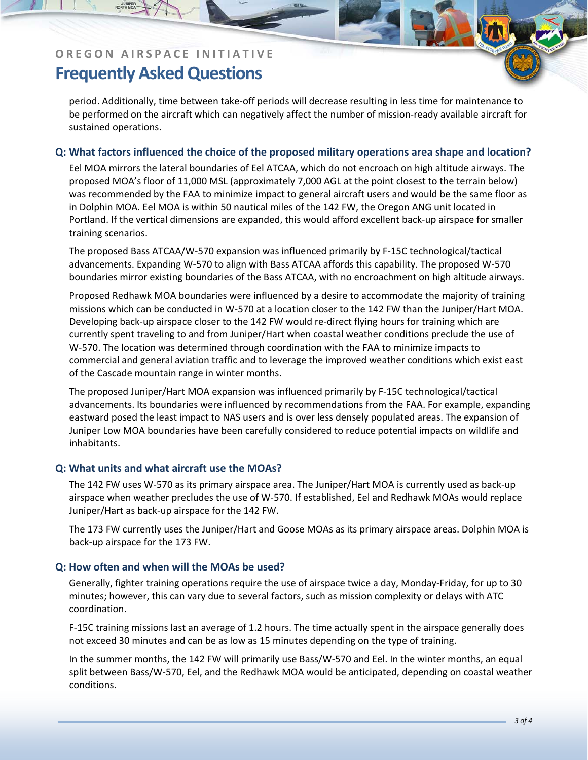period. Additionally, time between take-off periods will decrease resulting in less time for maintenance to be performed on the aircraft which can negatively affect the number of mission-ready available aircraft for sustained operations.

### Q: What factors influenced the choice of the proposed military operations area shape and location?

Eel MOA mirrors the lateral boundaries of Eel ATCAA, which do not encroach on high altitude airways. The proposed MOA's floor of 11,000 MSL (approximately 7,000 AGL at the point closest to the terrain below) was recommended by the FAA to minimize impact to general aircraft users and would be the same floor as in Dolphin MOA. Eel MOA is within 50 nautical miles of the 142 FW, the Oregon ANG unit located in Portland. If the vertical dimensions are expanded, this would afford excellent back-up airspace for smaller training scenarios.

The proposed Bass ATCAA/W-570 expansion was influenced primarily by F-15C technological/tactical advancements. Expanding W-570 to align with Bass ATCAA affords this capability. The proposed W-570 boundaries mirror existing boundaries of the Bass ATCAA, with no encroachment on high altitude airways.

Proposed Redhawk MOA boundaries were influenced by a desire to accommodate the majority of training missions which can be conducted in W-570 at a location closer to the 142 FW than the Juniper/Hart MOA. Developing back-up airspace closer to the 142 FW would re-direct flying hours for training which are currently spent traveling to and from Juniper/Hart when coastal weather conditions preclude the use of W-570. The location was determined through coordination with the FAA to minimize impacts to commercial and general aviation traffic and to leverage the improved weather conditions which exist east of the Cascade mountain range in winter months.

The proposed Juniper/Hart MOA expansion was influenced primarily by F-15C technological/tactical advancements. Its boundaries were influenced by recommendations from the FAA. For example, expanding eastward posed the least impact to NAS users and is over less densely populated areas. The expansion of Juniper Low MOA boundaries have been carefully considered to reduce potential impacts on wildlife and inhabitants.

### Q: What units and what aircraft use the MOAs?

The 142 FW uses W-570 as its primary airspace area. The Juniper/Hart MOA is currently used as back-up airspace when weather precludes the use of W-570. If established, Eel and Redhawk MOAs would replace Juniper/Hart as back-up airspace for the 142 FW.

The 173 FW currently uses the Juniper/Hart and Goose MOAs as its primary airspace areas. Dolphin MOA is back-up airspace for the 173 FW.

### Q: How often and when will the MOAs be used?

Generally, fighter training operations require the use of airspace twice a day, Monday-Friday, for up to 30 minutes; however, this can vary due to several factors, such as mission complexity or delays with ATC coordination.

F-15C training missions last an average of 1.2 hours. The time actually spent in the airspace generally does not exceed 30 minutes and can be as low as 15 minutes depending on the type of training.

In the summer months, the 142 FW will primarily use Bass/W-570 and Eel. In the winter months, an equal split between Bass/W-570, Eel, and the Redhawk MOA would be anticipated, depending on coastal weather conditions.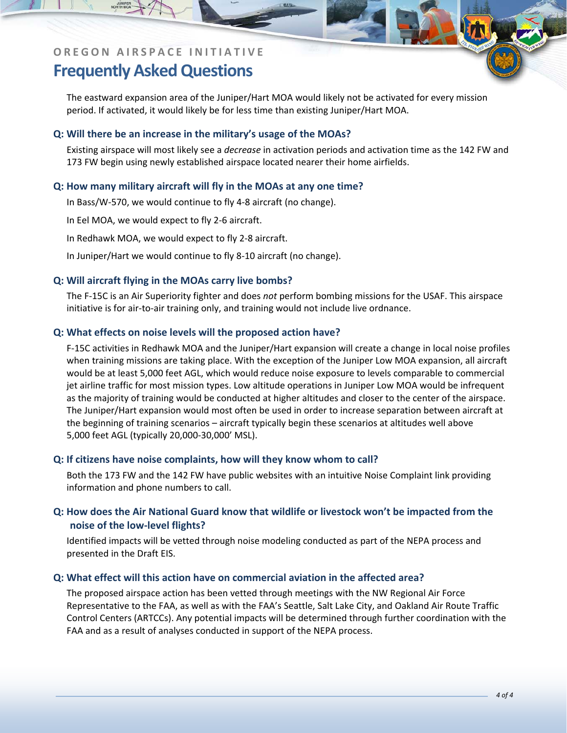The eastward expansion area of the Juniper/Hart MOA would likely not be activated for every mission period. If activated, it would likely be for less time than existing Juniper/Hart MOA.

### Q: Will there be an increase in the military's usage of the MOAs?

Existing airspace will most likely see a *decrease* in activation periods and activation time as the 142 FW and 173 FW begin using newly established airspace located nearer their home airfields.

### Q: How many military aircraft will fly in the MOAs at any one time?

In Bass/W-570, we would continue to fly 4-8 aircraft (no change).

In Eel MOA, we would expect to fly 2-6 aircraft.

In Redhawk MOA, we would expect to fly 2-8 aircraft.

In Juniper/Hart we would continue to fly 8-10 aircraft (no change).

### Q: Will aircraft flying in the MOAs carry live bombs?

The F-15C is an Air Superiority fighter and does *not* perform bombing missions for the USAF. This airspace initiative is for air-to-air training only, and training would not include live ordnance.

### Q: What effects on noise levels will the proposed action have?

F-15C activities in Redhawk MOA and the Juniper/Hart expansion will create a change in local noise profiles when training missions are taking place. With the exception of the Juniper Low MOA expansion, all aircraft would be at least 5,000 feet AGL, which would reduce noise exposure to levels comparable to commercial jet airline traffic for most mission types. Low altitude operations in Juniper Low MOA would be infrequent as the majority of training would be conducted at higher altitudes and closer to the center of the airspace. The Juniper/Hart expansion would most often be used in order to increase separation between aircraft at the beginning of training scenarios – aircraft typically begin these scenarios at altitudes well above 5,000 feet AGL (typically 20,000-30,000' MSL).

### Q: If citizens have noise complaints, how will they know whom to call?

Both the 173 FW and the 142 FW have public websites with an intuitive Noise Complaint link providing information and phone numbers to call.

### Q: How does the Air National Guard know that wildlife or livestock won't be impacted from the noise of the low-level flights?

Identified impacts will be vetted through noise modeling conducted as part of the NEPA process and presented in the Draft EIS.

### Q: What effect will this action have on commercial aviation in the affected area?

The proposed airspace action has been vetted through meetings with the NW Regional Air Force Representative to the FAA, as well as with the FAA's Seattle, Salt Lake City, and Oakland Air Route Traffic Control Centers (ARTCCs). Any potential impacts will be determined through further coordination with the FAA and as a result of analyses conducted in support of the NEPA process.